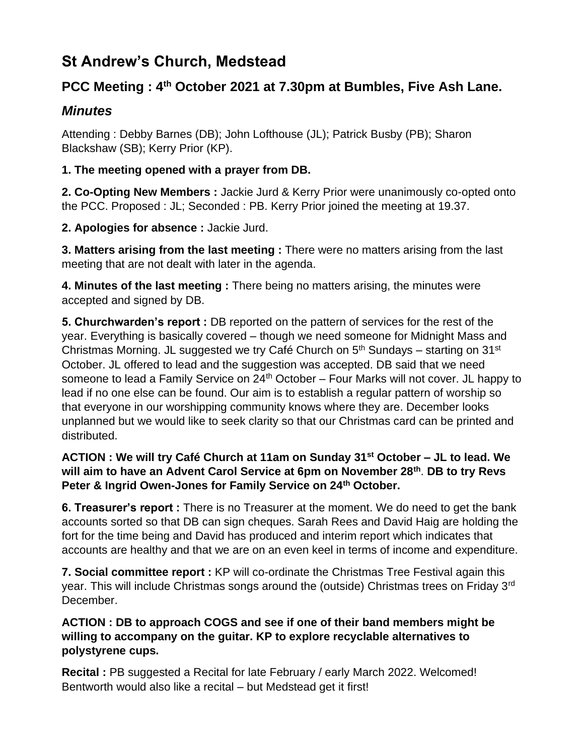# St Andrew's Church, Medstead

## PCC Meeting : 4th October 2021 at 7.30pm at Bumbles, Five Ash Lane.

### *Minutes*

Attending : Debby Barnes (DB); John Lofthouse (JL); Patrick Busby (PB); Sharon Blackshaw (SB); Kerry Prior (KP).

**1. The meeting opened with a prayer from DB.**

**2. Co-Opting New Members :** Jackie Jurd & Kerry Prior were unanimously co-opted onto the PCC. Proposed : JL; Seconded : PB. Kerry Prior joined the meeting at 19.37.

**2. Apologies for absence :** Jackie Jurd.

**3. Matters arising from the last meeting :** There were no matters arising from the last meeting that are not dealt with later in the agenda.

**4. Minutes of the last meeting :** There being no matters arising, the minutes were accepted and signed by DB.

**5. Churchwarden's report :** DB reported on the pattern of services for the rest of the year. Everything is basically covered – though we need someone for Midnight Mass and Christmas Morning. JL suggested we try Café Church on 5th Sundays – starting on 31st October. JL offered to lead and the suggestion was accepted. DB said that we need someone to lead a Family Service on 24th October – Four Marks will not cover. JL happy to lead if no one else can be found. Our aim is to establish a regular pattern of worship so that everyone in our worshipping community knows where they are. December looks unplanned but we would like to seek clarity so that our Christmas card can be printed and distributed.

**ACTION : We will try Café Church at 11am on Sunday 31st October – JL to lead. We will aim to have an Advent Carol Service at 6pm on November 28th. DB to try Revs Peter & Ingrid Owen-Jones for Family Service on 24th October.**

**6. Treasurer's report :** There is no Treasurer at the moment. We do need to get the bank accounts sorted so that DB can sign cheques. Sarah Rees and David Haig are holding the fort for the time being and David has produced and interim report which indicates that accounts are healthy and that we are on an even keel in terms of income and expenditure.

**7. Social committee report :** KP will co-ordinate the Christmas Tree Festival again this year. This will include Christmas songs around the (outside) Christmas trees on Friday 3rd December.

**ACTION : DB to approach COGS and see if one of their band members might be willing to accompany on the guitar. KP to explore recyclable alternatives to polystyrene cups.**

**Recital :** PB suggested a Recital for late February / early March 2022. Welcomed! Bentworth would also like a recital – but Medstead get it first!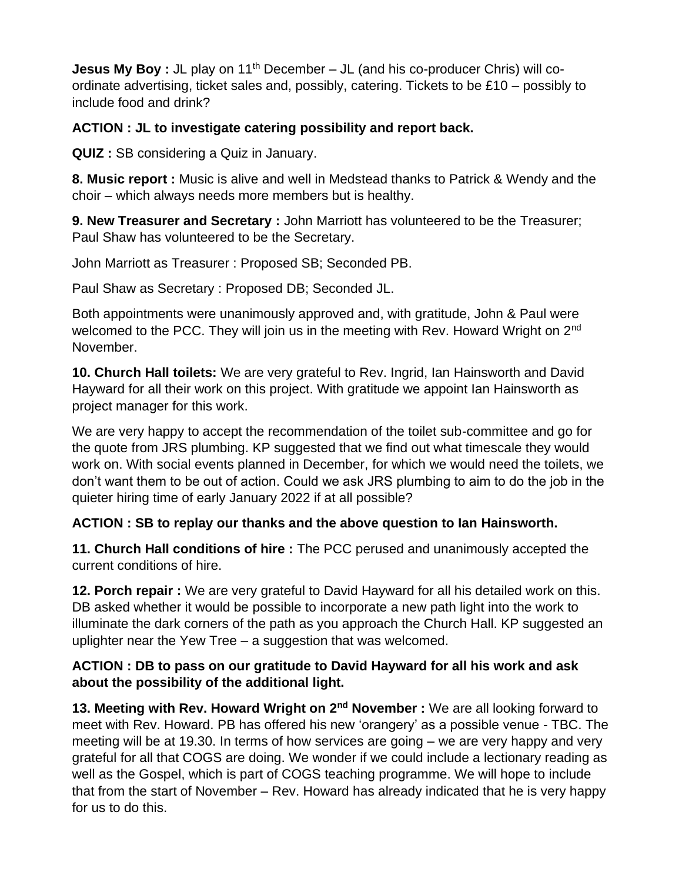**Jesus My Boy :** JL play on 11th December – JL (and his co-producer Chris) will co-ordinate advertising, ticket sales and, possibly, catering. Tickets to be £10 – possibly to include food and drink?

**ACTION : JL to investigate catering possibility and report back.**

**QUIZ :** SB considering a Quiz in January.

**8. Music report :** Music is alive and well in Medstead thanks to Patrick & Wendy and the choir – which always needs more members but is healthy.

**9. New Treasurer and Secretary :** John Marriott has volunteered to be the Treasurer; Paul Shaw has volunteered to be the Secretary.

John Marriott as Treasurer : Proposed SB; Seconded PB.

Paul Shaw as Secretary : Proposed DB; Seconded JL.

Both appointments were unanimously approved and, with gratitude, John & Paul were welcomed to the PCC. They will join us in the meeting with Rev. Howard Wright on 2nd November.

**10. Church Hall toilets:** We are very grateful to Rev. Ingrid, Ian Hainsworth and David Hayward for all their work on this project. With gratitude we appoint Ian Hainsworth as project manager for this work.

We are very happy to accept the recommendation of the toilet sub-committee and go for the quote from JRS plumbing. KP suggested that we find out what timescale they would work on. With social events planned in December, for which we would need the toilets, we don't want them to be out of action. Could we ask JRS plumbing to aim to do the job in the quieter hiring time of early January 2022 if at all possible?

**ACTION : SB to replay our thanks and the above question to Ian Hainsworth.**

**11. Church Hall conditions of hire :** The PCC perused and unanimously accepted the current conditions of hire.

**12. Porch repair :** We are very grateful to David Hayward for all his detailed work on this. DB asked whether it would be possible to incorporate a new path light into the work to illuminate the dark corners of the path as you approach the Church Hall. KP suggested an uplighter near the Yew Tree – a suggestion that was welcomed.

**ACTION : DB to pass on our gratitude to David Hayward for all his work and ask about the possibility of the additional light.**

**13. Meeting with Rev. Howard Wright on 2nd November :** We are all looking forward to meet with Rev. Howard. PB has offered his new 'orangery' as a possible venue - TBC. The meeting will be at 19.30. In terms of how services are going – we are very happy and very grateful for all that COGS are doing. We wonder if we could include a lectionary reading as well as the Gospel, which is part of COGS teaching programme. We will hope to include that from the start of November – Rev. Howard has already indicated that he is very happy for us to do this.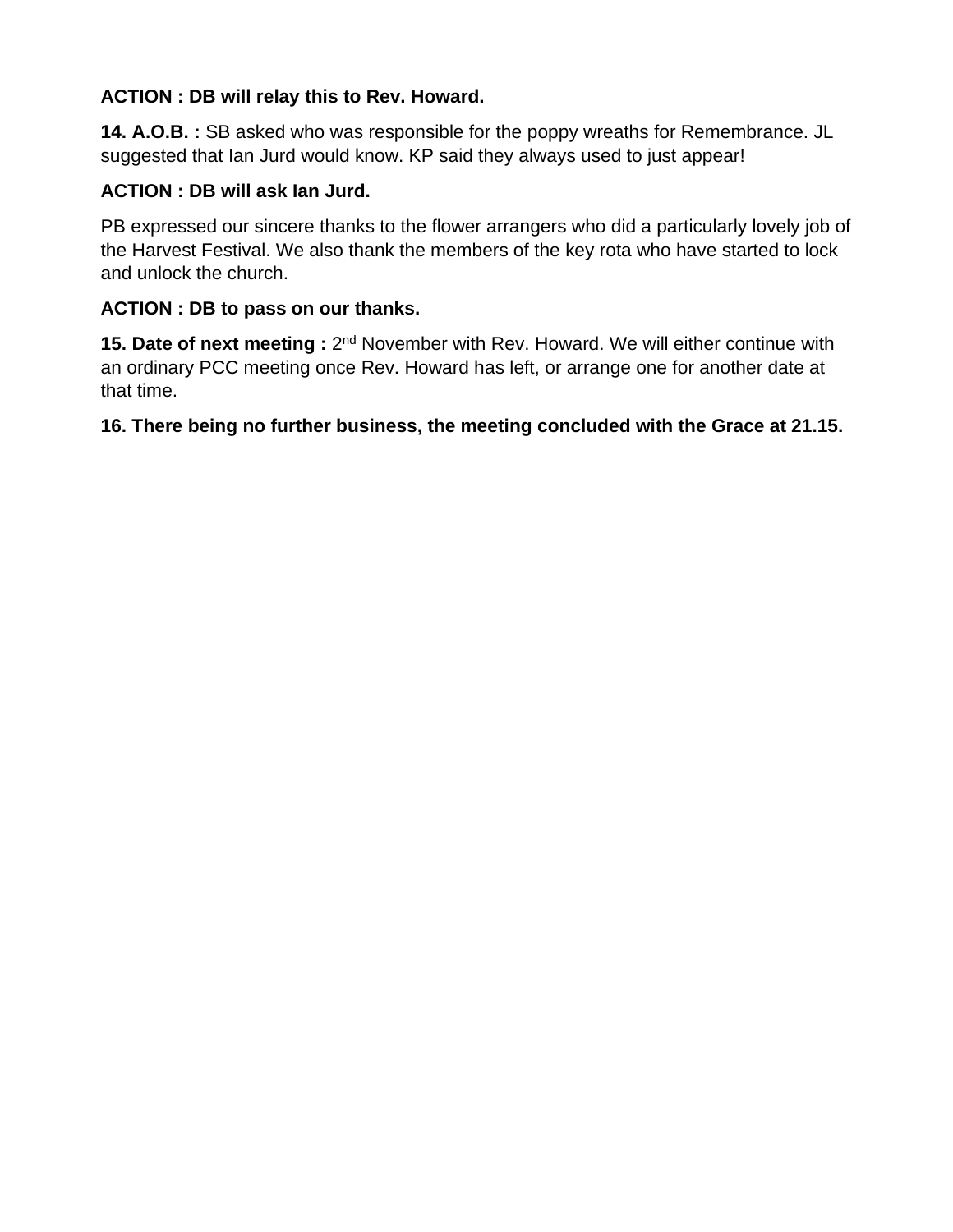**ACTION : DB will relay this to Rev. Howard.**

**14. A.O.B. :** SB asked who was responsible for the poppy wreaths for Remembrance. JL suggested that Ian Jurd would know. KP said they always used to just appear!

**ACTION : DB will ask Ian Jurd.**

PB expressed our sincere thanks to the flower arrangers who did a particularly lovely job of the Harvest Festival. We also thank the members of the key rota who have started to lock and unlock the church.

**ACTION : DB to pass on our thanks.**

**15. Date of next meeting :** 2nd November with Rev. Howard. We will either continue with an ordinary PCC meeting once Rev. Howard has left, or arrange one for another date at that time.

**16. There being no further business, the meeting concluded with the Grace at 21.15.**